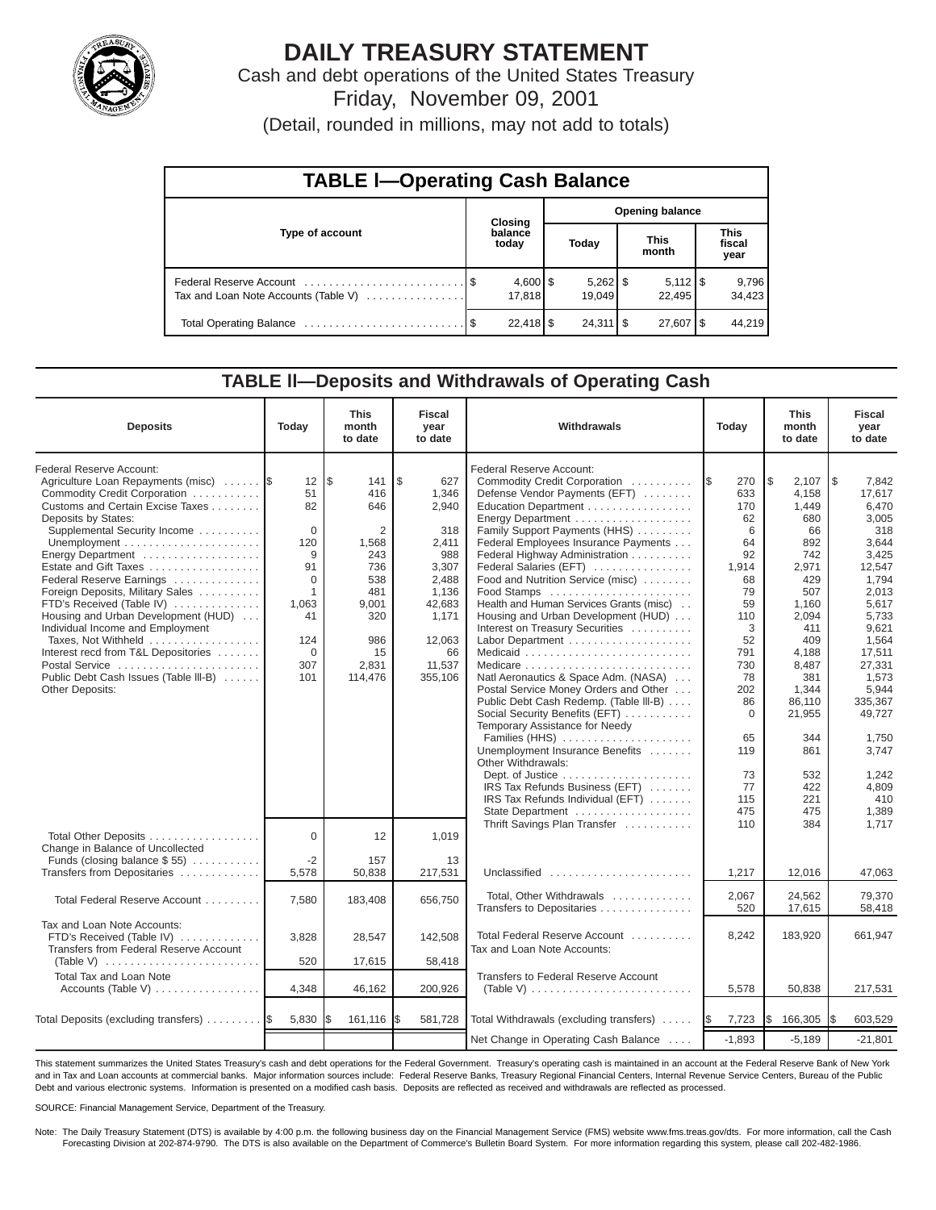# DAILY TREASURY STATEMENT

Cash and debt operations of the United States Treasury

Friday, November 09, 2001

(Detail, rounded in millions, may not add to totals)

## TABLE I—Operating Cash Balance

| Type of account | Closing balance today | Opening balance Today | Opening balance This month | Opening balance This fiscal year |
|---|---|---|---|---|
| Federal Reserve Account | $ 4,600 | $ 5,262 | $ 5,112 | $ 9,796 |
| Tax and Loan Note Accounts (Table V) | 17,818 | 19,049 | 22,495 | 34,423 |
| Total Operating Balance | $ 22,418 | $ 24,311 | $ 27,607 | $ 44,219 |

## TABLE II—Deposits and Withdrawals of Operating Cash

| Deposits | Today | This month to date | Fiscal year to date |
|---|---|---|---|
| Federal Reserve Account: | | | |
| Agriculture Loan Repayments (misc) | $ 12 | $ 141 | $ 627 |
| Commodity Credit Corporation | 51 | 416 | 1,346 |
| Customs and Certain Excise Taxes | 82 | 646 | 2,940 |
| Deposits by States: | | | |
| Supplemental Security Income | 0 | 2 | 318 |
| Unemployment | 120 | 1,568 | 2,411 |
| Energy Department | 9 | 243 | 988 |
| Estate and Gift Taxes | 91 | 736 | 3,307 |
| Federal Reserve Earnings | 0 | 538 | 2,488 |
| Foreign Deposits, Military Sales | 1 | 481 | 1,136 |
| FTD's Received (Table IV) | 1,063 | 9,001 | 42,683 |
| Housing and Urban Development (HUD) | 41 | 320 | 1,171 |
| Individual Income and Employment Taxes, Not Withheld | 124 | 986 | 12,063 |
| Interest recd from T&L Depositories | 0 | 15 | 66 |
| Postal Service | 307 | 2,831 | 11,537 |
| Public Debt Cash Issues (Table III-B) | 101 | 114,476 | 355,106 |
| Other Deposits: | | | |
| Total Other Deposits | 0 | 12 | 1,019 |
| Change in Balance of Uncollected Funds (closing balance $ 55) | -2 | 157 | 13 |
| Transfers from Depositaries | 5,578 | 50,838 | 217,531 |
| Total Federal Reserve Account | 7,580 | 183,408 | 656,750 |
| Tax and Loan Note Accounts: | | | |
| FTD's Received (Table IV) | 3,828 | 28,547 | 142,508 |
| Transfers from Federal Reserve Account (Table V) | 520 | 17,615 | 58,418 |
| Total Tax and Loan Note Accounts (Table V) | 4,348 | 46,162 | 200,926 |
| Total Deposits (excluding transfers) | $ 5,830 | $ 161,116 | $ 581,728 |

| Withdrawals | Today | This month to date | Fiscal year to date |
|---|---|---|---|
| Federal Reserve Account: | | | |
| Commodity Credit Corporation | $ 270 | $ 2,107 | $ 7,842 |
| Defense Vendor Payments (EFT) | 633 | 4,158 | 17,617 |
| Education Department | 170 | 1,449 | 6,470 |
| Energy Department | 62 | 680 | 3,005 |
| Family Support Payments (HHS) | 6 | 66 | 318 |
| Federal Employees Insurance Payments | 64 | 892 | 3,644 |
| Federal Highway Administration | 92 | 742 | 3,425 |
| Federal Salaries (EFT) | 1,914 | 2,971 | 12,547 |
| Food and Nutrition Service (misc) | 68 | 429 | 1,794 |
| Food Stamps | 79 | 507 | 2,013 |
| Health and Human Services Grants (misc) | 59 | 1,160 | 5,617 |
| Housing and Urban Development (HUD) | 110 | 2,094 | 5,733 |
| Interest on Treasury Securities | 3 | 411 | 9,621 |
| Labor Department | 52 | 409 | 1,564 |
| Medicaid | 791 | 4,188 | 17,511 |
| Medicare | 730 | 8,487 | 27,331 |
| Natl Aeronautics & Space Adm. (NASA) | 78 | 381 | 1,573 |
| Postal Service Money Orders and Other | 202 | 1,344 | 5,944 |
| Public Debt Cash Redemp. (Table III-B) | 86 | 86,110 | 335,367 |
| Social Security Benefits (EFT) | 0 | 21,955 | 49,727 |
| Temporary Assistance for Needy Families (HHS) | 65 | 344 | 1,750 |
| Unemployment Insurance Benefits | 119 | 861 | 3,747 |
| Other Withdrawals: | | | |
| Dept. of Justice | 73 | 532 | 1,242 |
| IRS Tax Refunds Business (EFT) | 77 | 422 | 4,809 |
| IRS Tax Refunds Individual (EFT) | 115 | 221 | 410 |
| State Department | 475 | 475 | 1,389 |
| Thrift Savings Plan Transfer | 110 | 384 | 1,717 |
| Unclassified | 1,217 | 12,016 | 47,063 |
| Total, Other Withdrawals | 2,067 | 24,562 | 79,370 |
| Transfers to Depositaries | 520 | 17,615 | 58,418 |
| Total Federal Reserve Account | 8,242 | 183,920 | 661,947 |
| Tax and Loan Note Accounts: | | | |
| Transfers to Federal Reserve Account (Table V) | 5,578 | 50,838 | 217,531 |
| Total Withdrawals (excluding transfers) | $ 7,723 | $ 166,305 | $ 603,529 |
| Net Change in Operating Cash Balance | -1,893 | -5,189 | -21,801 |

This statement summarizes the United States Treasury's cash and debt operations for the Federal Government. Treasury's operating cash is maintained in an account at the Federal Reserve Bank of New York and in Tax and Loan accounts at commercial banks. Major information sources include: Federal Reserve Banks, Treasury Regional Financial Centers, Internal Revenue Service Centers, Bureau of the Public Debt and various electronic systems. Information is presented on a modified cash basis. Deposits are reflected as received and withdrawals are reflected as processed.

SOURCE: Financial Management Service, Department of the Treasury.

Note: The Daily Treasury Statement (DTS) is available by 4:00 p.m. the following business day on the Financial Management Service (FMS) website www.fms.treas.gov/dts. For more information, call the Cash Forecasting Division at 202-874-9790. The DTS is also available on the Department of Commerce's Bulletin Board System. For more information regarding this system, please call 202-482-1986.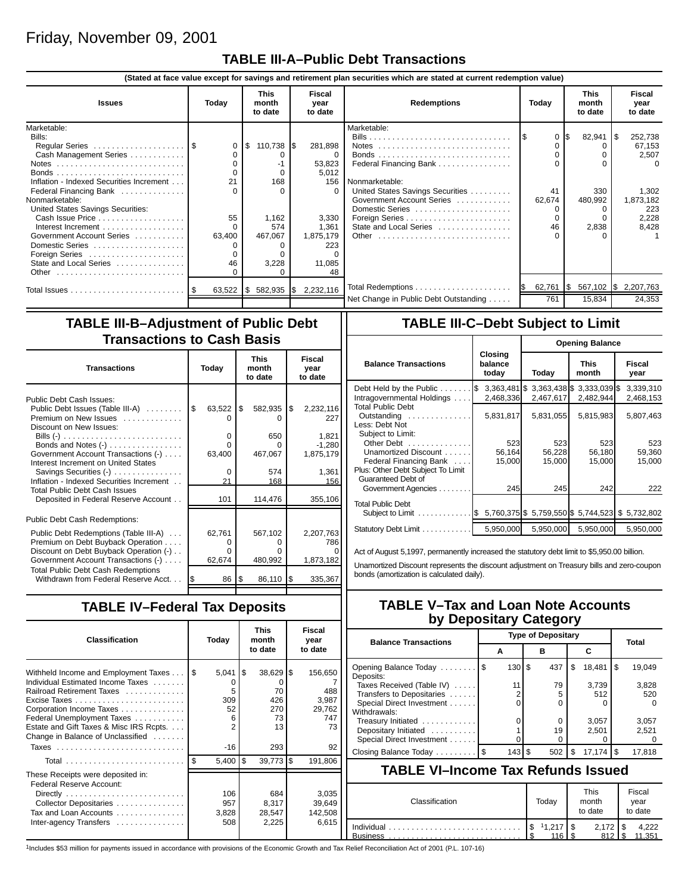Friday, November 09, 2001

## TABLE III-A–Public Debt Transactions

(Stated at face value except for savings and retirement plan securities which are stated at current redemption value)

| Issues | Today | This month to date | Fiscal year to date |
|---|---|---|---|
| Marketable: | | | |
| Bills: | | | |
| Regular Series | $ 0 | $ 110,738 | $ 281,898 |
| Cash Management Series | 0 | 0 | 0 |
| Notes | 0 | -1 | 53,823 |
| Bonds | 0 | 0 | 5,012 |
| Inflation - Indexed Securities Increment | 21 | 168 | 156 |
| Federal Financing Bank | 0 | 0 | 0 |
| Nonmarketable: | | | |
| United States Savings Securities: | | | |
| Cash Issue Price | 55 | 1,162 | 3,330 |
| Interest Increment | 0 | 574 | 1,361 |
| Government Account Series | 63,400 | 467,067 | 1,875,179 |
| Domestic Series | 0 | 0 | 223 |
| Foreign Series | 0 | 0 | 0 |
| State and Local Series | 46 | 3,228 | 11,085 |
| Other | 0 | 0 | 48 |
| Total Issues | $ 63,522 | $ 582,935 | $ 2,232,116 |

| Redemptions | Today | This month to date | Fiscal year to date |
|---|---|---|---|
| Marketable: | | | |
| Bills | $ 0 | $ 82,941 | $ 252,738 |
| Notes | 0 | 0 | 67,153 |
| Bonds | 0 | 0 | 2,507 |
| Federal Financing Bank | 0 | 0 | 0 |
| Nonmarketable: | | | |
| United States Savings Securities | 41 | 330 | 1,302 |
| Government Account Series | 62,674 | 480,992 | 1,873,182 |
| Domestic Series | 0 | 0 | 223 |
| Foreign Series | 0 | 0 | 2,228 |
| State and Local Series | 46 | 2,838 | 8,428 |
| Other | 0 | 0 | 1 |
| Total Redemptions | $ 62,761 | $ 567,102 | $ 2,207,763 |
| Net Change in Public Debt Outstanding | 761 | 15,834 | 24,353 |

## TABLE III-B–Adjustment of Public Debt Transactions to Cash Basis

| Transactions | Today | This month to date | Fiscal year to date |
|---|---|---|---|
| Public Debt Cash Issues: | | | |
| Public Debt Issues (Table III-A) | $ 63,522 | $ 582,935 | $ 2,232,116 |
| Premium on New Issues | 0 | 0 | 227 |
| Discount on New Issues: | | | |
| Bills (-) | 0 | 650 | 1,821 |
| Bonds and Notes (-) | 0 | 0 | -1,280 |
| Government Account Transactions (-) | 63,400 | 467,067 | 1,875,179 |
| Interest Increment on United States Savings Securities (-) | 0 | 574 | 1,361 |
| Inflation - Indexed Securities Increment | 21 | 168 | 156 |
| Total Public Debt Cash Issues Deposited in Federal Reserve Account | 101 | 114,476 | 355,106 |
| Public Debt Cash Redemptions: | | | |
| Public Debt Redemptions (Table III-A) | 62,761 | 567,102 | 2,207,763 |
| Premium on Debt Buyback Operation | 0 | 0 | 786 |
| Discount on Debt Buyback Operation (-) | 0 | 0 | 0 |
| Government Account Transactions (-) | 62,674 | 480,992 | 1,873,182 |
| Total Public Debt Cash Redemptions Withdrawn from Federal Reserve Acct. | $ 86 | $ 86,110 | $ 335,367 |

## TABLE III-C–Debt Subject to Limit

| Balance Transactions | Closing balance today | Opening Balance Today | Opening Balance This month | Opening Balance Fiscal year |
|---|---|---|---|---|
| Debt Held by the Public | $ 3,363,481 | $ 3,363,438 | $ 3,333,039 | $ 3,339,310 |
| Intragovernmental Holdings | 2,468,336 | 2,467,617 | 2,482,944 | 2,468,153 |
| Total Public Debt Outstanding | 5,831,817 | 5,831,055 | 5,815,983 | 5,807,463 |
| Less: Debt Not Subject to Limit: | | | | |
| Other Debt | 523 | 523 | 523 | 523 |
| Unamortized Discount | 56,164 | 56,228 | 56,180 | 59,360 |
| Federal Financing Bank | 15,000 | 15,000 | 15,000 | 15,000 |
| Plus: Other Debt Subject to Limit Guaranteed Debt of Government Agencies | 245 | 245 | 242 | 222 |
| Total Public Debt Subject to Limit | $ 5,760,375 | $ 5,759,550 | $ 5,744,523 | $ 5,732,802 |
| Statutory Debt Limit | 5,950,000 | 5,950,000 | 5,950,000 | 5,950,000 |

Act of August 5,1997, permanently increased the statutory debt limit to $5,950.00 billion.

Unamortized Discount represents the discount adjustment on Treasury bills and zero-coupon bonds (amortization is calculated daily).

## TABLE IV–Federal Tax Deposits

| Classification | Today | This month to date | Fiscal year to date |
|---|---|---|---|
| Withheld Income and Employment Taxes | $ 5,041 | $ 38,629 | $ 156,650 |
| Individual Estimated Income Taxes | 0 | 0 | 7 |
| Railroad Retirement Taxes | 5 | 70 | 488 |
| Excise Taxes | 309 | 426 | 3,987 |
| Corporation Income Taxes | 52 | 270 | 29,762 |
| Federal Unemployment Taxes | 6 | 73 | 747 |
| Estate and Gift Taxes & Misc IRS Rcpts. | 2 | 13 | 73 |
| Change in Balance of Unclassified Taxes | -16 | 293 | 92 |
| Total | $ 5,400 | $ 39,773 | $ 191,806 |
| These Receipts were deposited in: | | | |
| Federal Reserve Account: | | | |
| Directly | 106 | 684 | 3,035 |
| Collector Depositaries | 957 | 8,317 | 39,649 |
| Tax and Loan Accounts | 3,828 | 28,547 | 142,508 |
| Inter-agency Transfers | 508 | 2,225 | 6,615 |

## TABLE V–Tax and Loan Note Accounts by Depositary Category

| Balance Transactions | A | B | C | Total |
|---|---|---|---|---|
| Opening Balance Today | $ 130 | $ 437 | $ 18,481 | $ 19,049 |
| Deposits: | | | | |
| Taxes Received (Table IV) | 11 | 79 | 3,739 | 3,828 |
| Transfers to Depositaries | 2 | 5 | 512 | 520 |
| Special Direct Investment | 0 | 0 | 0 | 0 |
| Withdrawals: | | | | |
| Treasury Initiated | 0 | 0 | 3,057 | 3,057 |
| Depositary Initiated | 1 | 19 | 2,501 | 2,521 |
| Special Direct Investment | 0 | 0 | 0 | 0 |
| Closing Balance Today | $ 143 | $ 502 | $ 17,174 | $ 17,818 |

## TABLE VI–Income Tax Refunds Issued

| Classification | Today | This month to date | Fiscal year to date |
|---|---|---|---|
| Individual | $ [1]1,217 | $ 2,172 | $ 4,222 |
| Business | $ 116 | $ 812 | $ 11,351 |

[1]Includes $53 million for payments issued in accordance with provisions of the Economic Growth and Tax Relief Reconciliation Act of 2001 (P.L. 107-16)